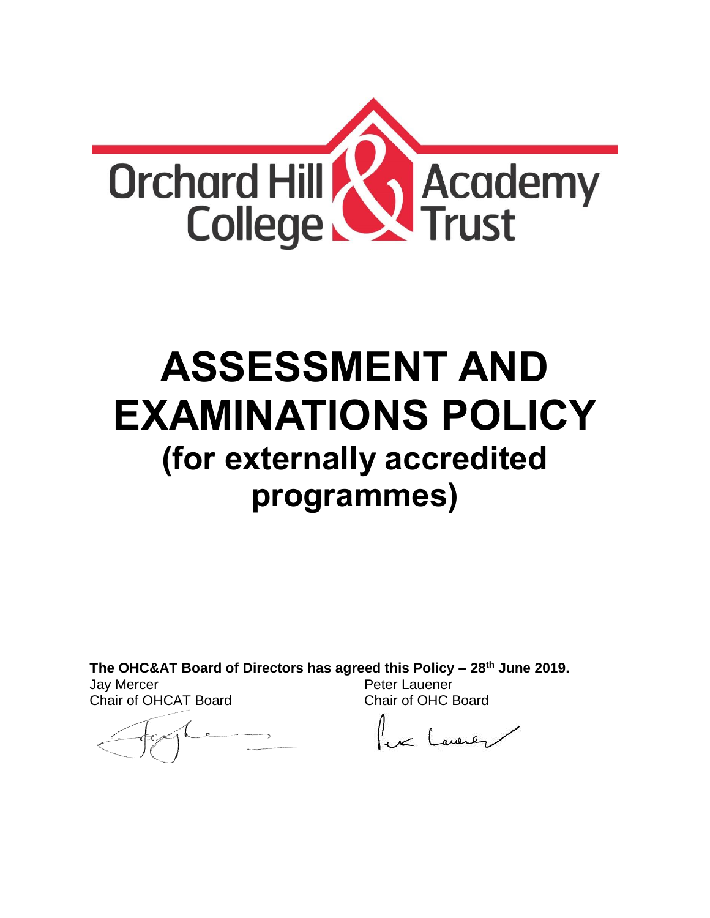Orchard Hill College & Academy Trust

# ASSESSMENT AND EXAMINATIONS POLICY

## (for externally accredited programmes)

**The OHC&AT Board of Directors has agreed this Policy – 28th June 2019.**

Jay Mercer
Chair of OHCAT Board

Peter Lauener
Chair of OHC Board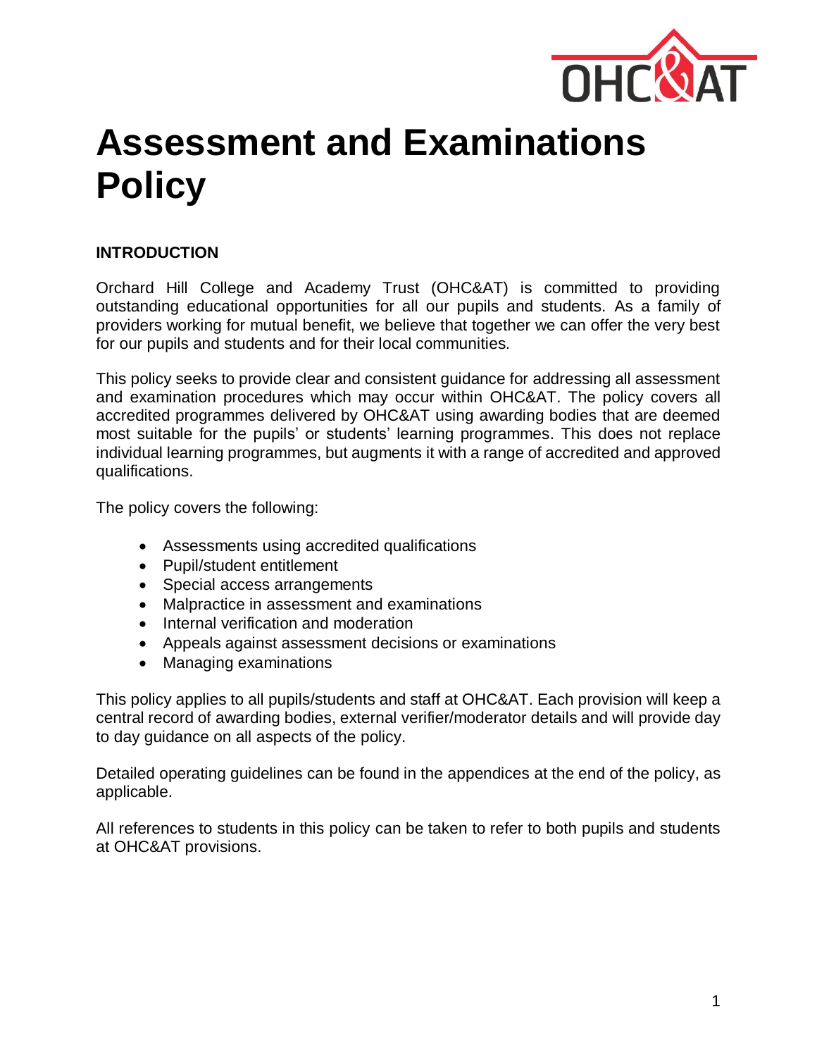# Assessment and Examinations Policy

**INTRODUCTION**

Orchard Hill College and Academy Trust (OHC&AT) is committed to providing outstanding educational opportunities for all our pupils and students. As a family of providers working for mutual benefit, we believe that together we can offer the very best for our pupils and students and for their local communities.

This policy seeks to provide clear and consistent guidance for addressing all assessment and examination procedures which may occur within OHC&AT. The policy covers all accredited programmes delivered by OHC&AT using awarding bodies that are deemed most suitable for the pupils' or students' learning programmes. This does not replace individual learning programmes, but augments it with a range of accredited and approved qualifications.

The policy covers the following:

- Assessments using accredited qualifications
- Pupil/student entitlement
- Special access arrangements
- Malpractice in assessment and examinations
- Internal verification and moderation
- Appeals against assessment decisions or examinations
- Managing examinations

This policy applies to all pupils/students and staff at OHC&AT. Each provision will keep a central record of awarding bodies, external verifier/moderator details and will provide day to day guidance on all aspects of the policy.

Detailed operating guidelines can be found in the appendices at the end of the policy, as applicable.

All references to students in this policy can be taken to refer to both pupils and students at OHC&AT provisions.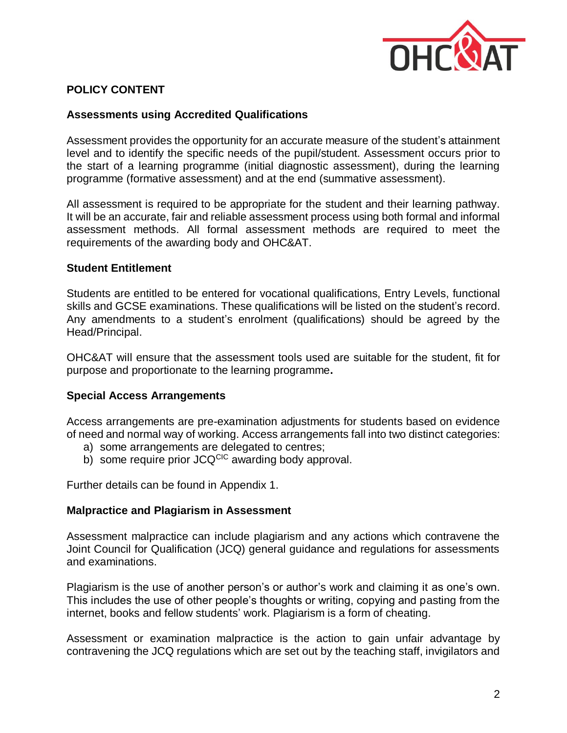## POLICY CONTENT

### Assessments using Accredited Qualifications

Assessment provides the opportunity for an accurate measure of the student's attainment level and to identify the specific needs of the pupil/student. Assessment occurs prior to the start of a learning programme (initial diagnostic assessment), during the learning programme (formative assessment) and at the end (summative assessment).

All assessment is required to be appropriate for the student and their learning pathway. It will be an accurate, fair and reliable assessment process using both formal and informal assessment methods. All formal assessment methods are required to meet the requirements of the awarding body and OHC&AT.

### Student Entitlement

Students are entitled to be entered for vocational qualifications, Entry Levels, functional skills and GCSE examinations. These qualifications will be listed on the student's record. Any amendments to a student's enrolment (qualifications) should be agreed by the Head/Principal.

OHC&AT will ensure that the assessment tools used are suitable for the student, fit for purpose and proportionate to the learning programme**.**

### Special Access Arrangements

Access arrangements are pre-examination adjustments for students based on evidence of need and normal way of working. Access arrangements fall into two distinct categories:

a) some arrangements are delegated to centres;
b) some require prior JCQ[CIC] awarding body approval.

Further details can be found in Appendix 1.

### Malpractice and Plagiarism in Assessment

Assessment malpractice can include plagiarism and any actions which contravene the Joint Council for Qualification (JCQ) general guidance and regulations for assessments and examinations.

Plagiarism is the use of another person's or author's work and claiming it as one's own. This includes the use of other people's thoughts or writing, copying and pasting from the internet, books and fellow students' work. Plagiarism is a form of cheating.

Assessment or examination malpractice is the action to gain unfair advantage by contravening the JCQ regulations which are set out by the teaching staff, invigilators and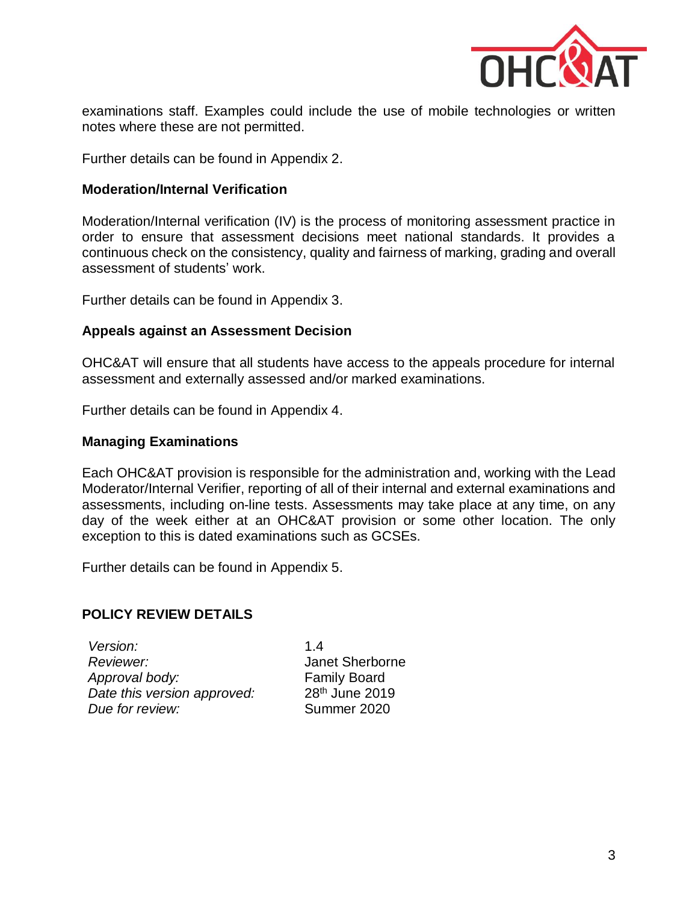examinations staff. Examples could include the use of mobile technologies or written notes where these are not permitted.

Further details can be found in Appendix 2.

### Moderation/Internal Verification

Moderation/Internal verification (IV) is the process of monitoring assessment practice in order to ensure that assessment decisions meet national standards. It provides a continuous check on the consistency, quality and fairness of marking, grading and overall assessment of students' work.

Further details can be found in Appendix 3.

### Appeals against an Assessment Decision

OHC&AT will ensure that all students have access to the appeals procedure for internal assessment and externally assessed and/or marked examinations.

Further details can be found in Appendix 4.

### Managing Examinations

Each OHC&AT provision is responsible for the administration and, working with the Lead Moderator/Internal Verifier, reporting of all of their internal and external examinations and assessments, including on-line tests. Assessments may take place at any time, on any day of the week either at an OHC&AT provision or some other location. The only exception to this is dated examinations such as GCSEs.

Further details can be found in Appendix 5.

## POLICY REVIEW DETAILS

| | |
|---|---|
| *Version:* | 1.4 |
| *Reviewer:* | Janet Sherborne |
| *Approval body:* | Family Board |
| *Date this version approved:* | 28th June 2019 |
| *Due for review:* | Summer 2020 |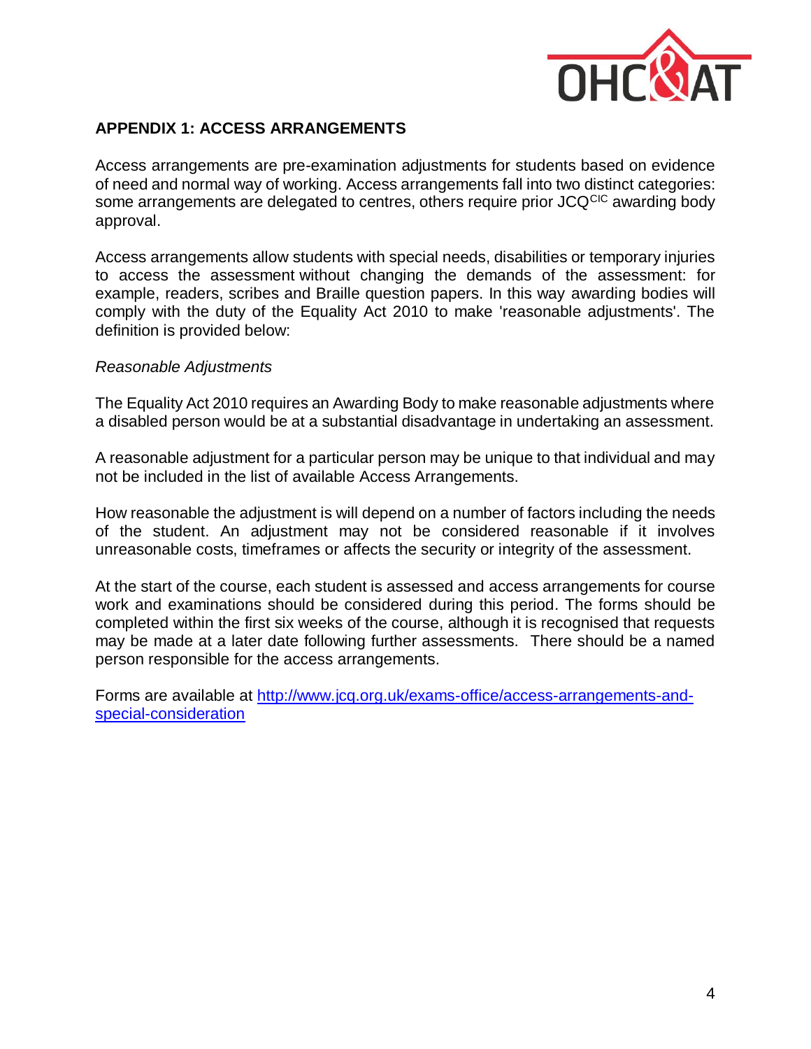## APPENDIX 1: ACCESS ARRANGEMENTS

Access arrangements are pre-examination adjustments for students based on evidence of need and normal way of working. Access arrangements fall into two distinct categories: some arrangements are delegated to centres, others require prior JCQ[CIC] awarding body approval.

Access arrangements allow students with special needs, disabilities or temporary injuries to access the assessment without changing the demands of the assessment: for example, readers, scribes and Braille question papers. In this way awarding bodies will comply with the duty of the Equality Act 2010 to make 'reasonable adjustments'. The definition is provided below:

*Reasonable Adjustments*

The Equality Act 2010 requires an Awarding Body to make reasonable adjustments where a disabled person would be at a substantial disadvantage in undertaking an assessment.

A reasonable adjustment for a particular person may be unique to that individual and may not be included in the list of available Access Arrangements.

How reasonable the adjustment is will depend on a number of factors including the needs of the student. An adjustment may not be considered reasonable if it involves unreasonable costs, timeframes or affects the security or integrity of the assessment.

At the start of the course, each student is assessed and access arrangements for course work and examinations should be considered during this period. The forms should be completed within the first six weeks of the course, although it is recognised that requests may be made at a later date following further assessments. There should be a named person responsible for the access arrangements.

Forms are available at [http://www.jcq.org.uk/exams-office/access-arrangements-and-special-consideration](http://www.jcq.org.uk/exams-office/access-arrangements-and-special-consideration)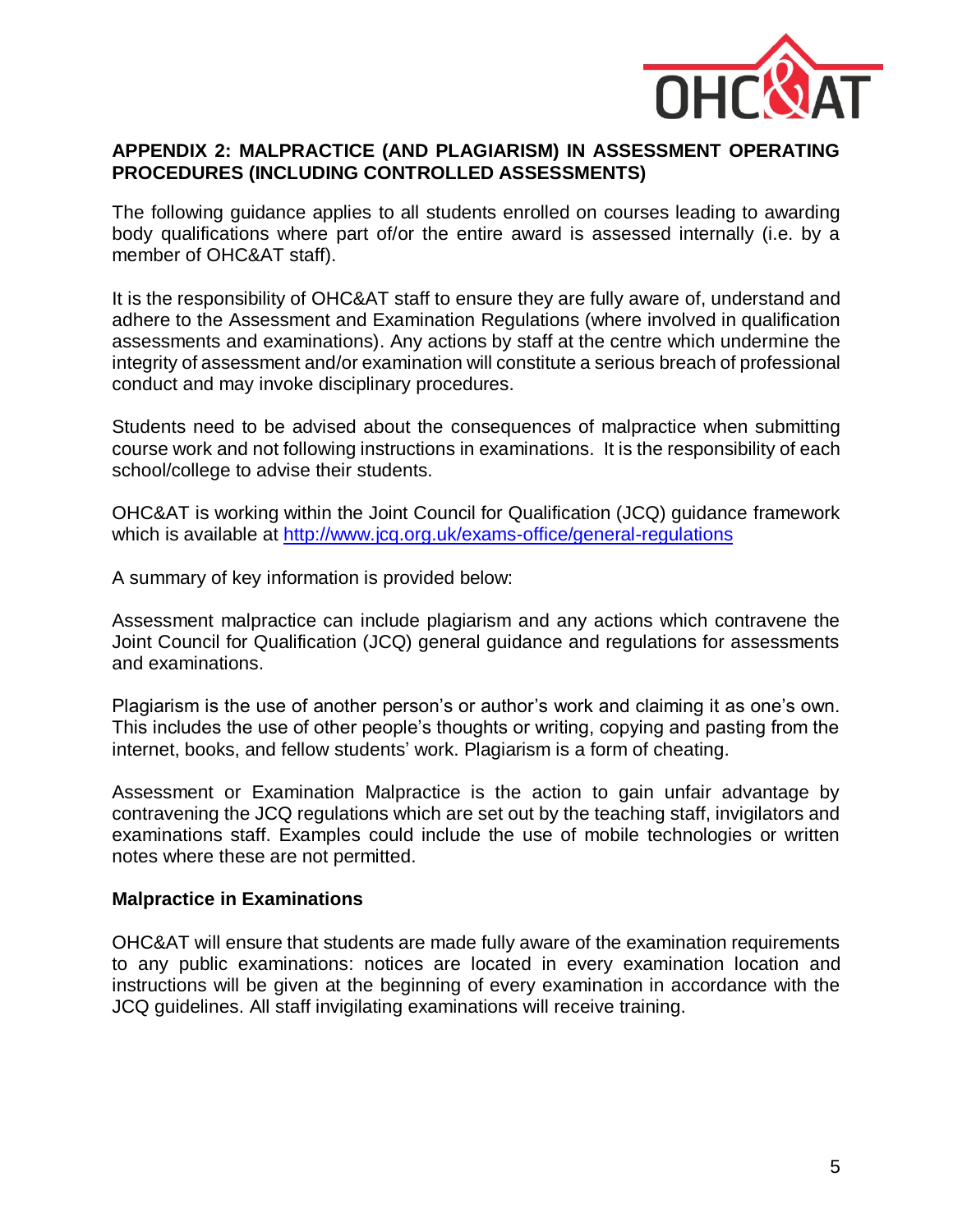## APPENDIX 2: MALPRACTICE (AND PLAGIARISM) IN ASSESSMENT OPERATING PROCEDURES (INCLUDING CONTROLLED ASSESSMENTS)

The following guidance applies to all students enrolled on courses leading to awarding body qualifications where part of/or the entire award is assessed internally (i.e. by a member of OHC&AT staff).

It is the responsibility of OHC&AT staff to ensure they are fully aware of, understand and adhere to the Assessment and Examination Regulations (where involved in qualification assessments and examinations). Any actions by staff at the centre which undermine the integrity of assessment and/or examination will constitute a serious breach of professional conduct and may invoke disciplinary procedures.

Students need to be advised about the consequences of malpractice when submitting course work and not following instructions in examinations. It is the responsibility of each school/college to advise their students.

OHC&AT is working within the Joint Council for Qualification (JCQ) guidance framework which is available at [http://www.jcq.org.uk/exams-office/general-regulations](http://www.jcq.org.uk/exams-office/general-regulations)

A summary of key information is provided below:

Assessment malpractice can include plagiarism and any actions which contravene the Joint Council for Qualification (JCQ) general guidance and regulations for assessments and examinations.

Plagiarism is the use of another person's or author's work and claiming it as one's own. This includes the use of other people's thoughts or writing, copying and pasting from the internet, books, and fellow students' work. Plagiarism is a form of cheating.

Assessment or Examination Malpractice is the action to gain unfair advantage by contravening the JCQ regulations which are set out by the teaching staff, invigilators and examinations staff. Examples could include the use of mobile technologies or written notes where these are not permitted.

### Malpractice in Examinations

OHC&AT will ensure that students are made fully aware of the examination requirements to any public examinations: notices are located in every examination location and instructions will be given at the beginning of every examination in accordance with the JCQ guidelines. All staff invigilating examinations will receive training.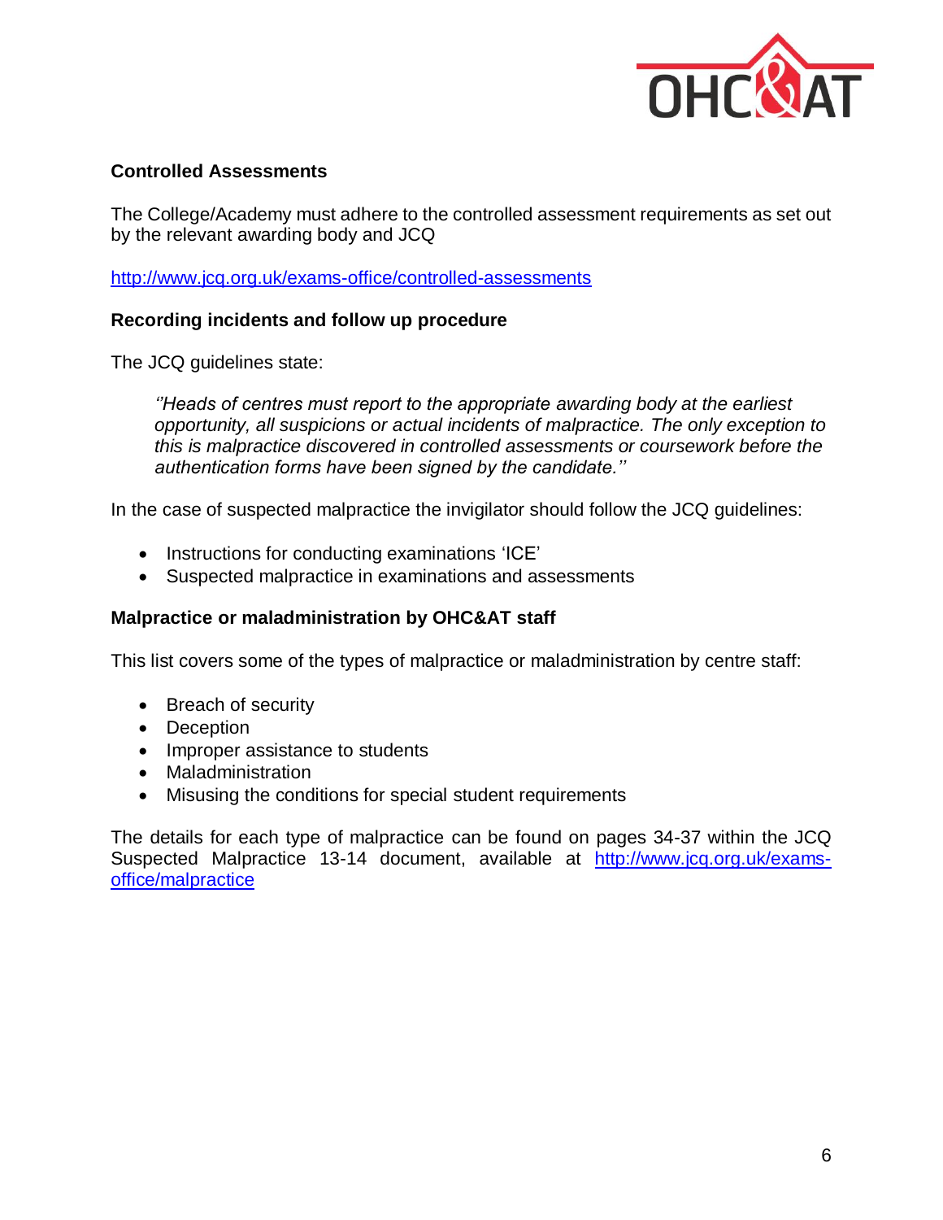**Controlled Assessments**

The College/Academy must adhere to the controlled assessment requirements as set out by the relevant awarding body and JCQ

http://www.jcq.org.uk/exams-office/controlled-assessments

**Recording incidents and follow up procedure**

The JCQ guidelines state:

> *''Heads of centres must report to the appropriate awarding body at the earliest opportunity, all suspicions or actual incidents of malpractice. The only exception to this is malpractice discovered in controlled assessments or coursework before the authentication forms have been signed by the candidate.''*

In the case of suspected malpractice the invigilator should follow the JCQ guidelines:

- Instructions for conducting examinations 'ICE'
- Suspected malpractice in examinations and assessments

**Malpractice or maladministration by OHC&AT staff**

This list covers some of the types of malpractice or maladministration by centre staff:

- Breach of security
- Deception
- Improper assistance to students
- Maladministration
- Misusing the conditions for special student requirements

The details for each type of malpractice can be found on pages 34-37 within the JCQ Suspected Malpractice 13-14 document, available at http://www.jcq.org.uk/exams-office/malpractice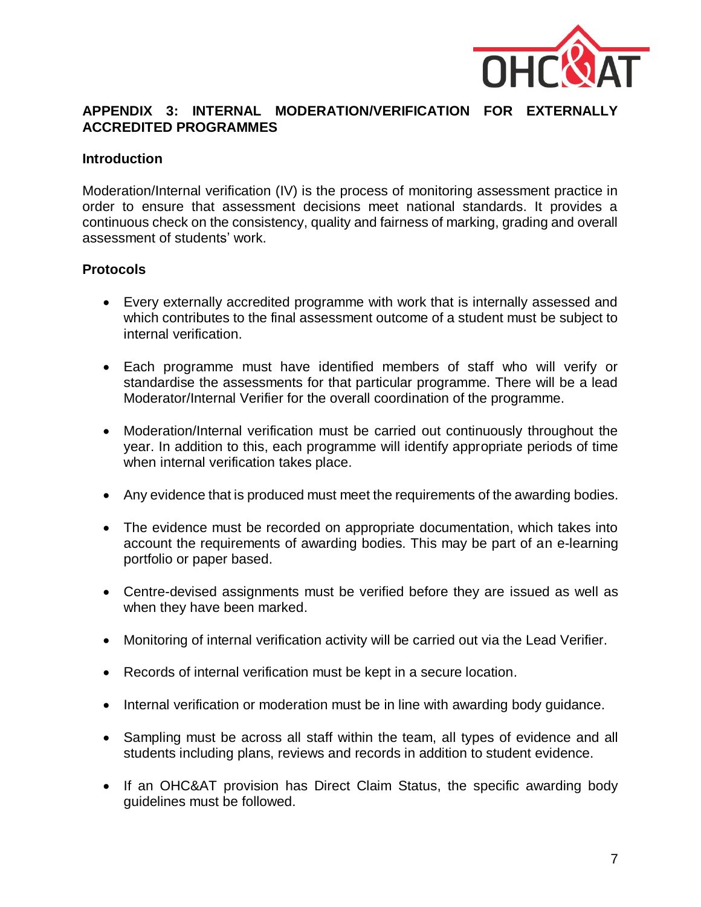## APPENDIX 3: INTERNAL MODERATION/VERIFICATION FOR EXTERNALLY ACCREDITED PROGRAMMES

### Introduction

Moderation/Internal verification (IV) is the process of monitoring assessment practice in order to ensure that assessment decisions meet national standards. It provides a continuous check on the consistency, quality and fairness of marking, grading and overall assessment of students' work.

### Protocols

- Every externally accredited programme with work that is internally assessed and which contributes to the final assessment outcome of a student must be subject to internal verification.

- Each programme must have identified members of staff who will verify or standardise the assessments for that particular programme. There will be a lead Moderator/Internal Verifier for the overall coordination of the programme.

- Moderation/Internal verification must be carried out continuously throughout the year. In addition to this, each programme will identify appropriate periods of time when internal verification takes place.

- Any evidence that is produced must meet the requirements of the awarding bodies.

- The evidence must be recorded on appropriate documentation, which takes into account the requirements of awarding bodies. This may be part of an e-learning portfolio or paper based.

- Centre-devised assignments must be verified before they are issued as well as when they have been marked.

- Monitoring of internal verification activity will be carried out via the Lead Verifier.

- Records of internal verification must be kept in a secure location.

- Internal verification or moderation must be in line with awarding body guidance.

- Sampling must be across all staff within the team, all types of evidence and all students including plans, reviews and records in addition to student evidence.

- If an OHC&AT provision has Direct Claim Status, the specific awarding body guidelines must be followed.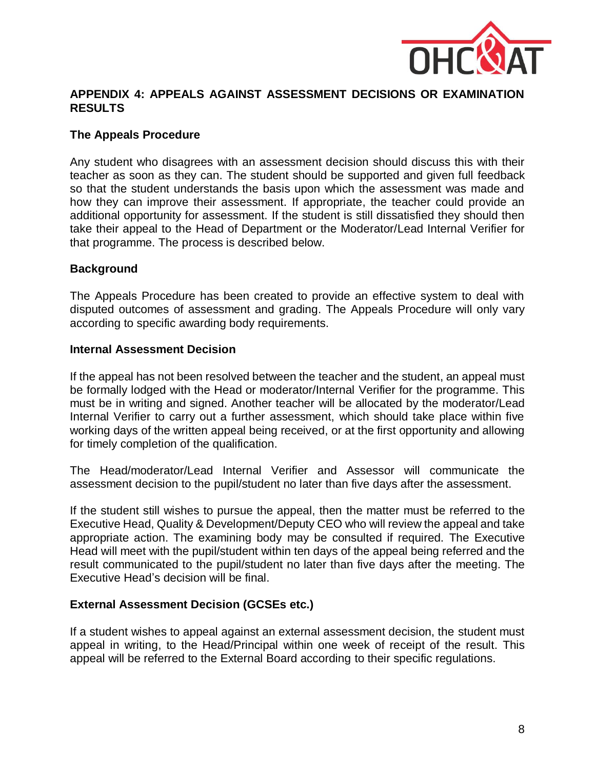## APPENDIX 4: APPEALS AGAINST ASSESSMENT DECISIONS OR EXAMINATION RESULTS

### The Appeals Procedure

Any student who disagrees with an assessment decision should discuss this with their teacher as soon as they can. The student should be supported and given full feedback so that the student understands the basis upon which the assessment was made and how they can improve their assessment. If appropriate, the teacher could provide an additional opportunity for assessment. If the student is still dissatisfied they should then take their appeal to the Head of Department or the Moderator/Lead Internal Verifier for that programme. The process is described below.

### Background

The Appeals Procedure has been created to provide an effective system to deal with disputed outcomes of assessment and grading. The Appeals Procedure will only vary according to specific awarding body requirements.

### Internal Assessment Decision

If the appeal has not been resolved between the teacher and the student, an appeal must be formally lodged with the Head or moderator/Internal Verifier for the programme. This must be in writing and signed. Another teacher will be allocated by the moderator/Lead Internal Verifier to carry out a further assessment, which should take place within five working days of the written appeal being received, or at the first opportunity and allowing for timely completion of the qualification.

The Head/moderator/Lead Internal Verifier and Assessor will communicate the assessment decision to the pupil/student no later than five days after the assessment.

If the student still wishes to pursue the appeal, then the matter must be referred to the Executive Head, Quality & Development/Deputy CEO who will review the appeal and take appropriate action. The examining body may be consulted if required. The Executive Head will meet with the pupil/student within ten days of the appeal being referred and the result communicated to the pupil/student no later than five days after the meeting. The Executive Head's decision will be final.

### External Assessment Decision (GCSEs etc.)

If a student wishes to appeal against an external assessment decision, the student must appeal in writing, to the Head/Principal within one week of receipt of the result. This appeal will be referred to the External Board according to their specific regulations.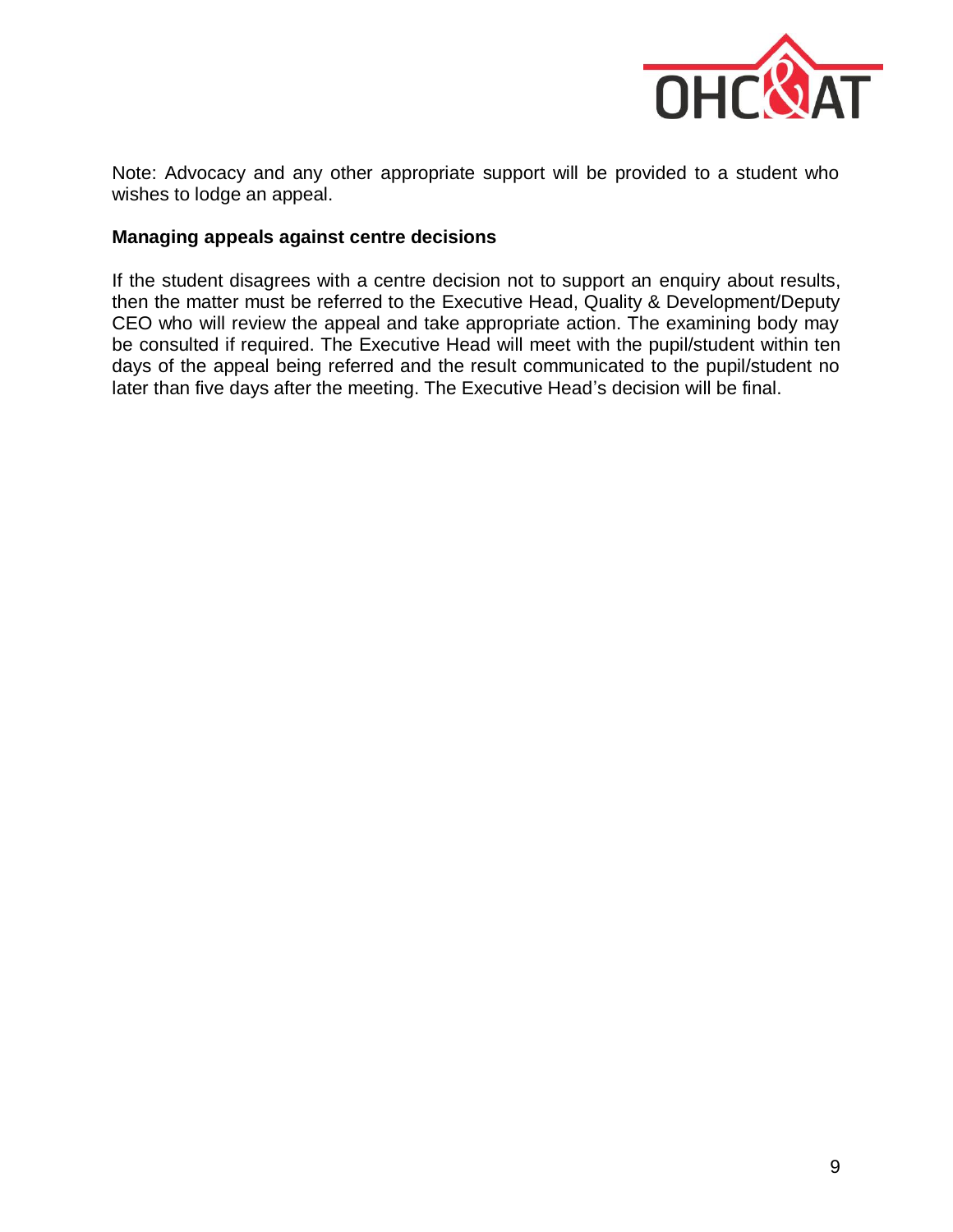Note: Advocacy and any other appropriate support will be provided to a student who wishes to lodge an appeal.

**Managing appeals against centre decisions**

If the student disagrees with a centre decision not to support an enquiry about results, then the matter must be referred to the Executive Head, Quality & Development/Deputy CEO who will review the appeal and take appropriate action. The examining body may be consulted if required. The Executive Head will meet with the pupil/student within ten days of the appeal being referred and the result communicated to the pupil/student no later than five days after the meeting. The Executive Head's decision will be final.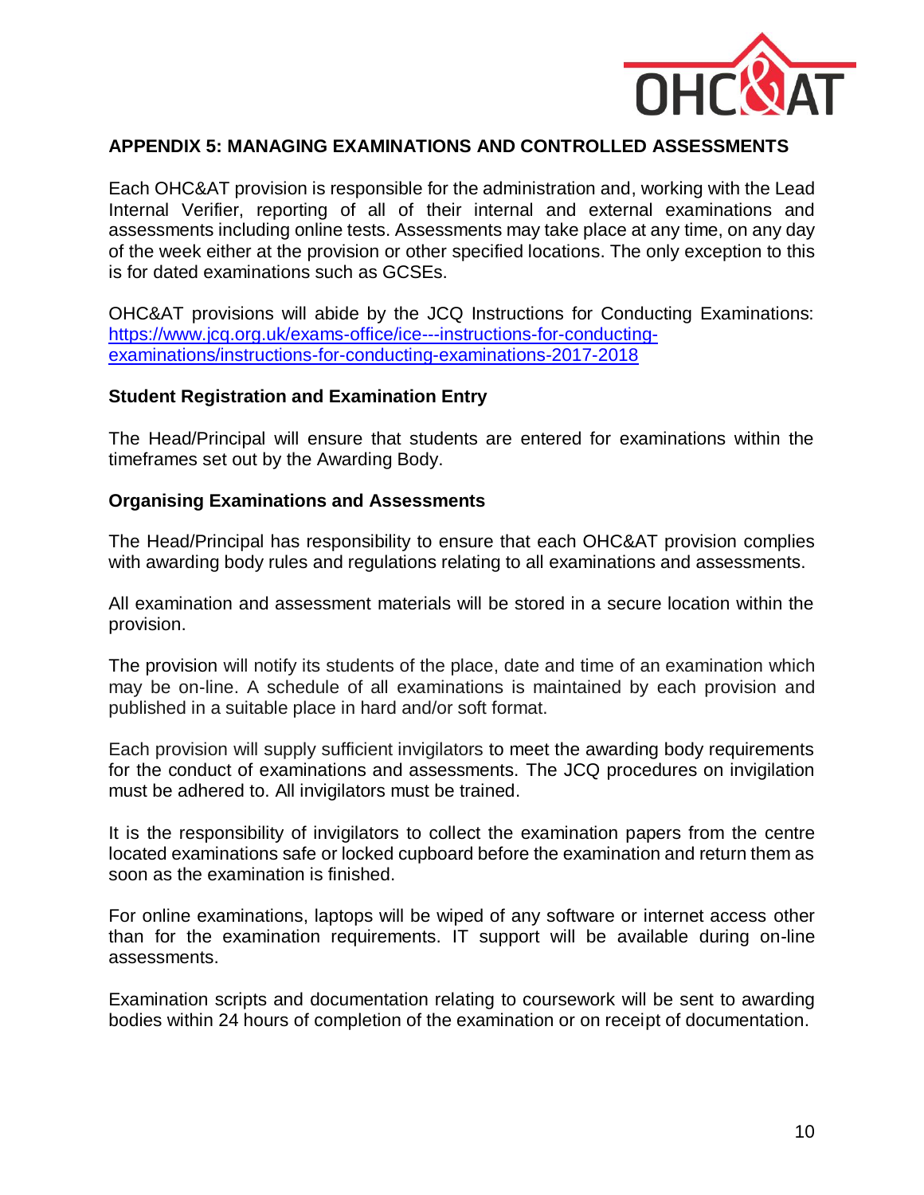## APPENDIX 5: MANAGING EXAMINATIONS AND CONTROLLED ASSESSMENTS

Each OHC&AT provision is responsible for the administration and, working with the Lead Internal Verifier, reporting of all of their internal and external examinations and assessments including online tests. Assessments may take place at any time, on any day of the week either at the provision or other specified locations. The only exception to this is for dated examinations such as GCSEs.

OHC&AT provisions will abide by the JCQ Instructions for Conducting Examinations: https://www.jcq.org.uk/exams-office/ice---instructions-for-conducting-examinations/instructions-for-conducting-examinations-2017-2018

### Student Registration and Examination Entry

The Head/Principal will ensure that students are entered for examinations within the timeframes set out by the Awarding Body.

### Organising Examinations and Assessments

The Head/Principal has responsibility to ensure that each OHC&AT provision complies with awarding body rules and regulations relating to all examinations and assessments.

All examination and assessment materials will be stored in a secure location within the provision.

The provision will notify its students of the place, date and time of an examination which may be on-line. A schedule of all examinations is maintained by each provision and published in a suitable place in hard and/or soft format.

Each provision will supply sufficient invigilators to meet the awarding body requirements for the conduct of examinations and assessments. The JCQ procedures on invigilation must be adhered to. All invigilators must be trained.

It is the responsibility of invigilators to collect the examination papers from the centre located examinations safe or locked cupboard before the examination and return them as soon as the examination is finished.

For online examinations, laptops will be wiped of any software or internet access other than for the examination requirements. IT support will be available during on-line assessments.

Examination scripts and documentation relating to coursework will be sent to awarding bodies within 24 hours of completion of the examination or on receipt of documentation.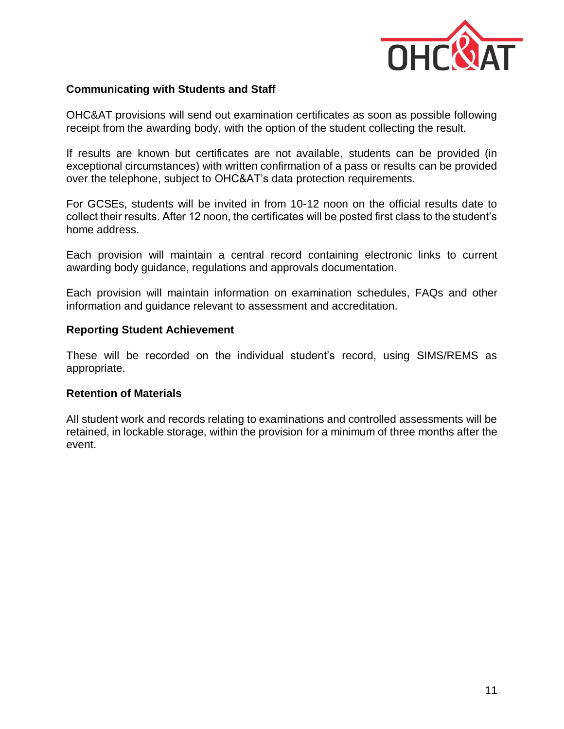### Communicating with Students and Staff

OHC&AT provisions will send out examination certificates as soon as possible following receipt from the awarding body, with the option of the student collecting the result.

If results are known but certificates are not available, students can be provided (in exceptional circumstances) with written confirmation of a pass or results can be provided over the telephone, subject to OHC&AT's data protection requirements.

For GCSEs, students will be invited in from 10-12 noon on the official results date to collect their results. After 12 noon, the certificates will be posted first class to the student's home address.

Each provision will maintain a central record containing electronic links to current awarding body guidance, regulations and approvals documentation.

Each provision will maintain information on examination schedules, FAQs and other information and guidance relevant to assessment and accreditation.

### Reporting Student Achievement

These will be recorded on the individual student's record, using SIMS/REMS as appropriate.

### Retention of Materials

All student work and records relating to examinations and controlled assessments will be retained, in lockable storage, within the provision for a minimum of three months after the event.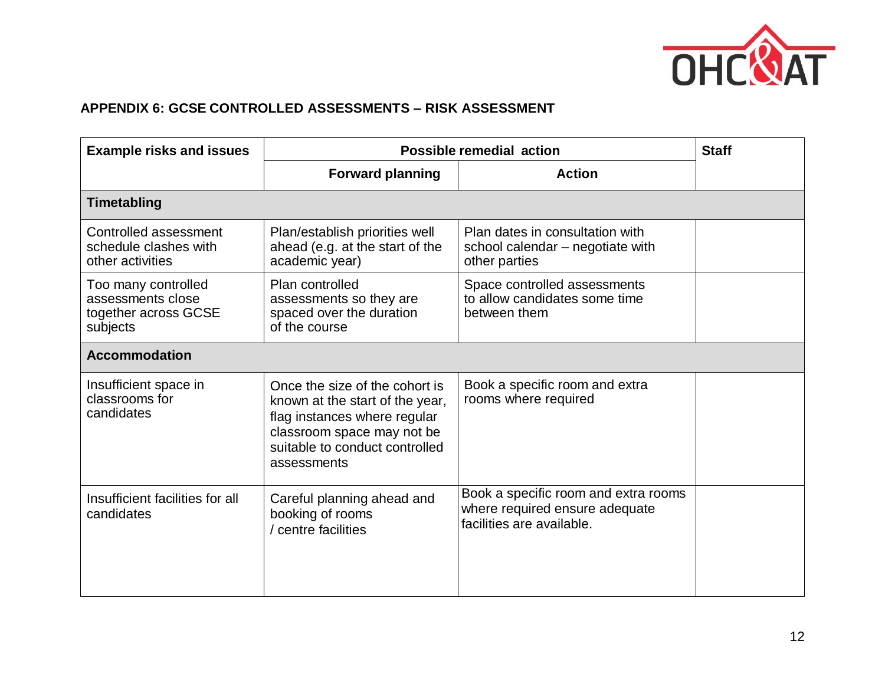**APPENDIX 6: GCSE CONTROLLED ASSESSMENTS – RISK ASSESSMENT**

| Example risks and issues | Possible remedial action | | Staff |
|---|---|---|---|
| | Forward planning | Action | |
| **Timetabling** | | | |
| Controlled assessment schedule clashes with other activities | Plan/establish priorities well ahead (e.g. at the start of the academic year) | Plan dates in consultation with school calendar – negotiate with other parties | |
| Too many controlled assessments close together across GCSE subjects | Plan controlled assessments so they are spaced over the duration of the course | Space controlled assessments to allow candidates some time between them | |
| **Accommodation** | | | |
| Insufficient space in classrooms for candidates | Once the size of the cohort is known at the start of the year, flag instances where regular classroom space may not be suitable to conduct controlled assessments | Book a specific room and extra rooms where required | |
| Insufficient facilities for all candidates | Careful planning ahead and booking of rooms / centre facilities | Book a specific room and extra rooms where required ensure adequate facilities are available. | |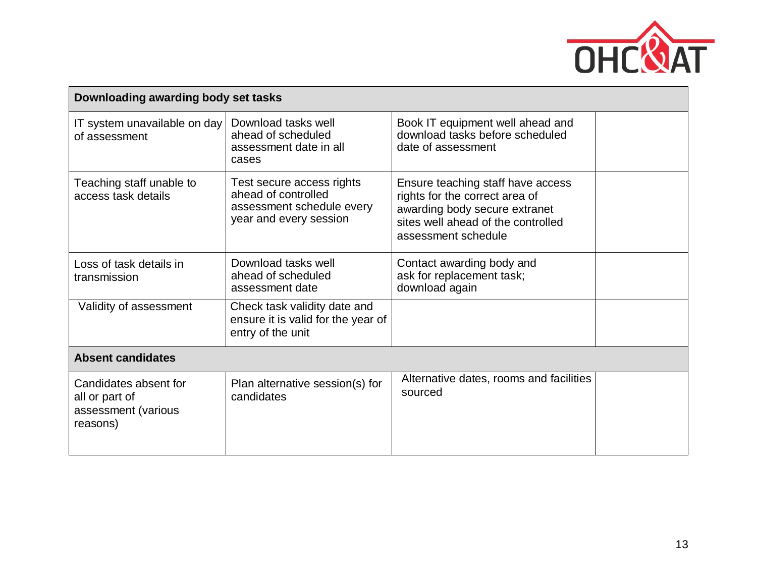| | | | |
|---|---|---|---|
| **Downloading awarding body set tasks** | | | |
| IT system unavailable on day of assessment | Download tasks well ahead of scheduled assessment date in all cases | Book IT equipment well ahead and download tasks before scheduled date of assessment | |
| Teaching staff unable to access task details | Test secure access rights ahead of controlled assessment schedule every year and every session | Ensure teaching staff have access rights for the correct area of awarding body secure extranet sites well ahead of the controlled assessment schedule | |
| Loss of task details in transmission | Download tasks well ahead of scheduled assessment date | Contact awarding body and ask for replacement task; download again | |
| Validity of assessment | Check task validity date and ensure it is valid for the year of entry of the unit | | |
| **Absent candidates** | | | |
| Candidates absent for all or part of assessment (various reasons) | Plan alternative session(s) for candidates | Alternative dates, rooms and facilities sourced | |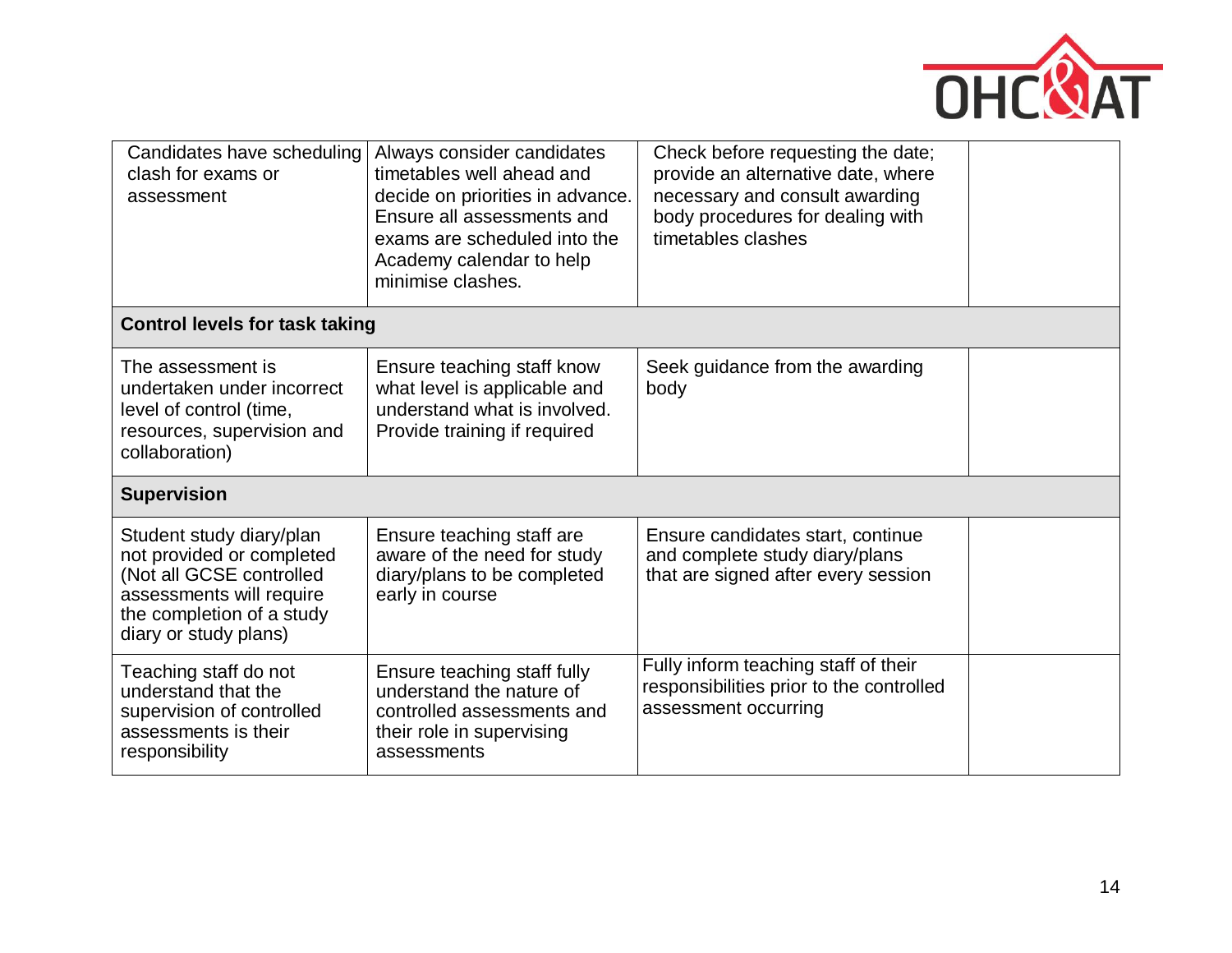| | | | |
|---|---|---|---|
| Candidates have scheduling clash for exams or assessment | Always consider candidates timetables well ahead and decide on priorities in advance. Ensure all assessments and exams are scheduled into the Academy calendar to help minimise clashes. | Check before requesting the date; provide an alternative date, where necessary and consult awarding body procedures for dealing with timetables clashes | |
| **Control levels for task taking** | | | |
| The assessment is undertaken under incorrect level of control (time, resources, supervision and collaboration) | Ensure teaching staff know what level is applicable and understand what is involved. Provide training if required | Seek guidance from the awarding body | |
| **Supervision** | | | |
| Student study diary/plan not provided or completed (Not all GCSE controlled assessments will require the completion of a study diary or study plans) | Ensure teaching staff are aware of the need for study diary/plans to be completed early in course | Ensure candidates start, continue and complete study diary/plans that are signed after every session | |
| Teaching staff do not understand that the supervision of controlled assessments is their responsibility | Ensure teaching staff fully understand the nature of controlled assessments and their role in supervising assessments | Fully inform teaching staff of their responsibilities prior to the controlled assessment occurring | |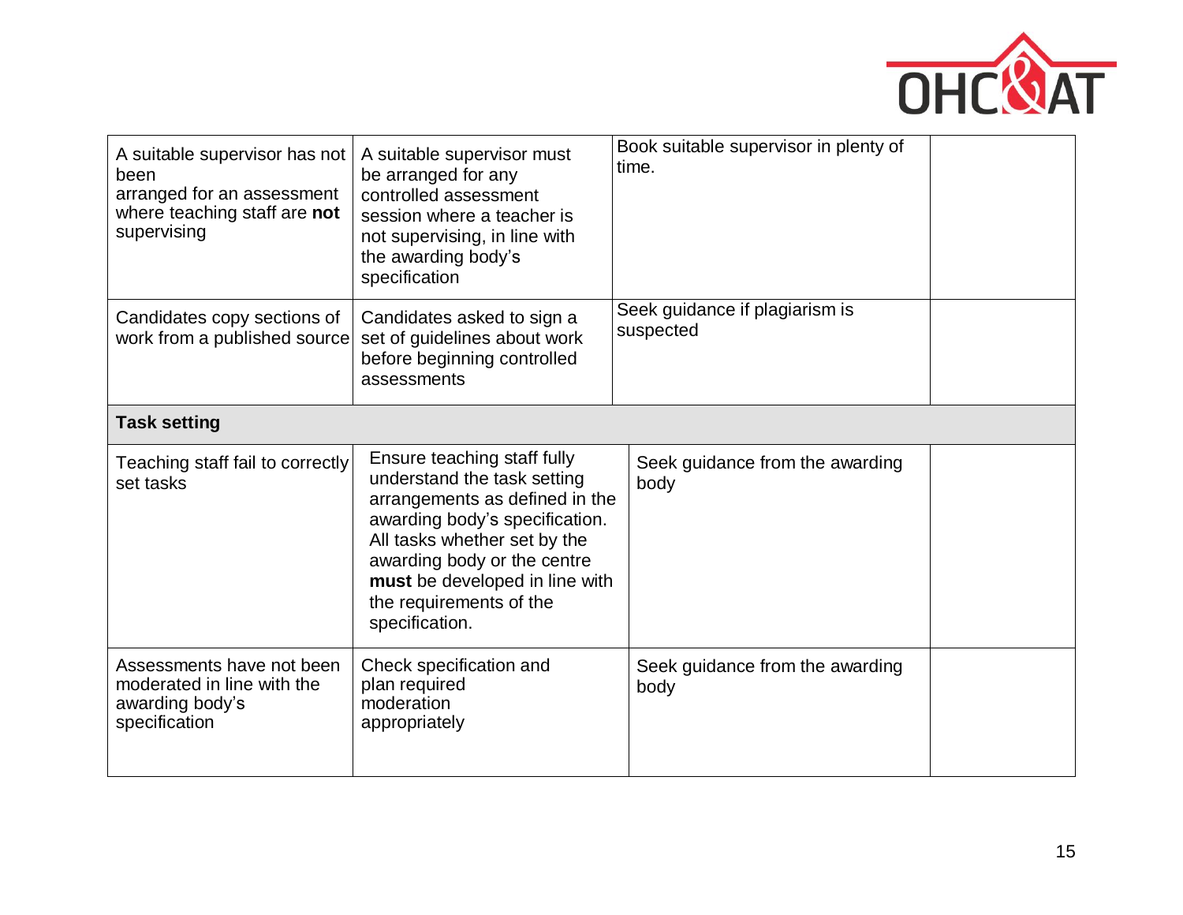| | | | |
|---|---|---|---|
| A suitable supervisor has not been arranged for an assessment where teaching staff are **not** supervising | A suitable supervisor must be arranged for any controlled assessment session where a teacher is not supervising, in line with the awarding body's specification | Book suitable supervisor in plenty of time. | |
| Candidates copy sections of work from a published source | Candidates asked to sign a set of guidelines about work before beginning controlled assessments | Seek guidance if plagiarism is suspected | |
| **Task setting** | | | |
| Teaching staff fail to correctly set tasks | Ensure teaching staff fully understand the task setting arrangements as defined in the awarding body's specification. All tasks whether set by the awarding body or the centre **must** be developed in line with the requirements of the specification. | Seek guidance from the awarding body | |
| Assessments have not been moderated in line with the awarding body's specification | Check specification and plan required moderation appropriately | Seek guidance from the awarding body | |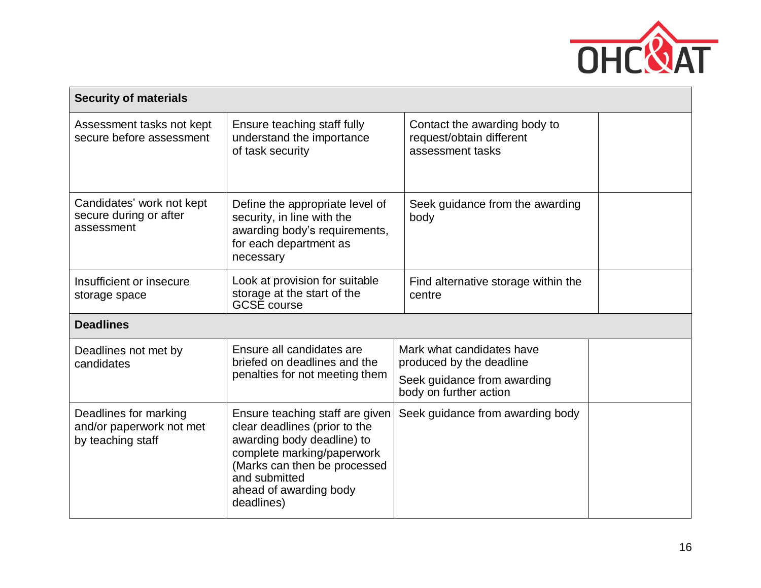| | | | |
|---|---|---|---|
| **Security of materials** | | | |
| Assessment tasks not kept secure before assessment | Ensure teaching staff fully understand the importance of task security | Contact the awarding body to request/obtain different assessment tasks | |
| Candidates' work not kept secure during or after assessment | Define the appropriate level of security, in line with the awarding body's requirements, for each department as necessary | Seek guidance from the awarding body | |
| Insufficient or insecure storage space | Look at provision for suitable storage at the start of the GCSE course | Find alternative storage within the centre | |
| **Deadlines** | | | |
| Deadlines not met by candidates | Ensure all candidates are briefed on deadlines and the penalties for not meeting them | Mark what candidates have produced by the deadline<br><br>Seek guidance from awarding body on further action | |
| Deadlines for marking and/or paperwork not met by teaching staff | Ensure teaching staff are given clear deadlines (prior to the awarding body deadline) to complete marking/paperwork (Marks can then be processed and submitted ahead of awarding body deadlines) | Seek guidance from awarding body | |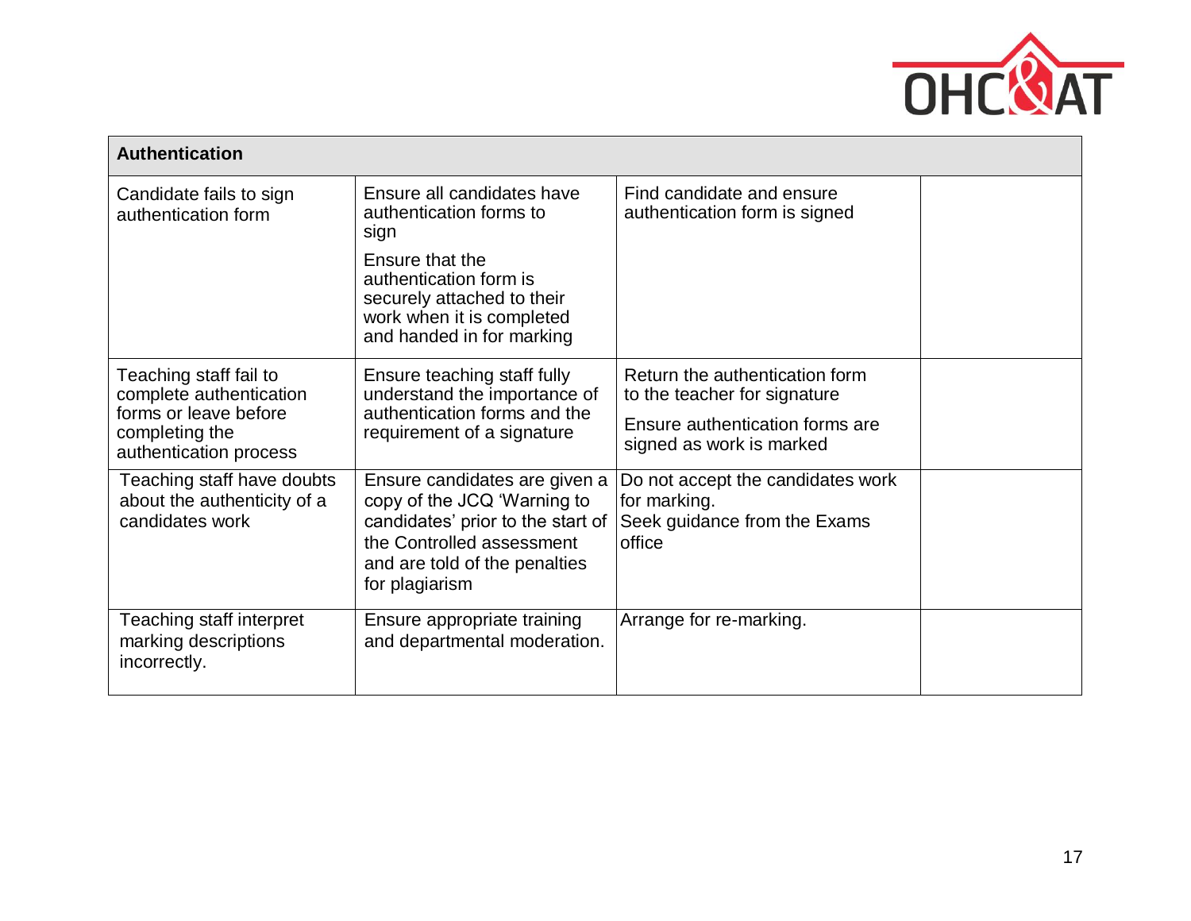| Authentication | | | |
|---|---|---|---|
| Candidate fails to sign authentication form | Ensure all candidates have authentication forms to sign<br><br>Ensure that the authentication form is securely attached to their work when it is completed and handed in for marking | Find candidate and ensure authentication form is signed | |
| Teaching staff fail to complete authentication forms or leave before completing the authentication process | Ensure teaching staff fully understand the importance of authentication forms and the requirement of a signature | Return the authentication form to the teacher for signature<br><br>Ensure authentication forms are signed as work is marked | |
| Teaching staff have doubts about the authenticity of a candidates work | Ensure candidates are given a copy of the JCQ 'Warning to candidates' prior to the start of the Controlled assessment and are told of the penalties for plagiarism | Do not accept the candidates work for marking.<br>Seek guidance from the Exams office | |
| Teaching staff interpret marking descriptions incorrectly. | Ensure appropriate training and departmental moderation. | Arrange for re-marking. | |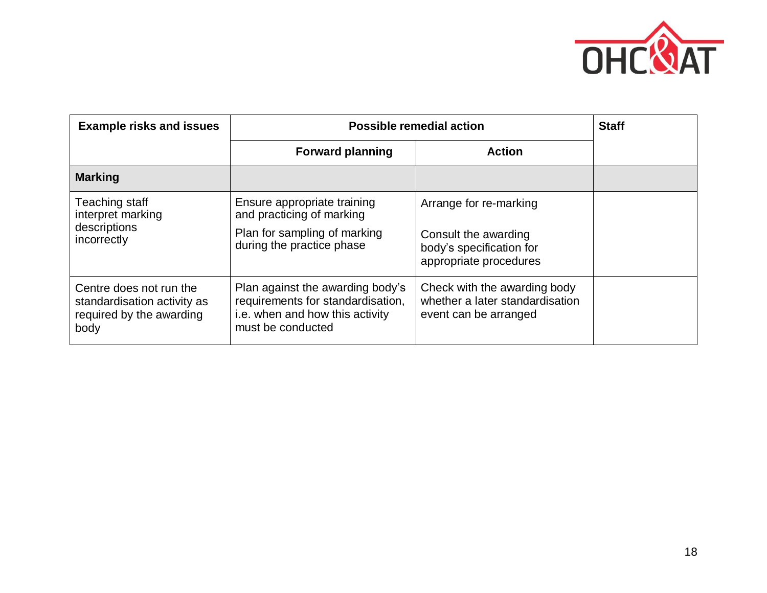| Example risks and issues | Possible remedial action | | Staff |
|---|---|---|---|
| | Forward planning | Action | |
| **Marking** | | | |
| Teaching staff interpret marking descriptions incorrectly | Ensure appropriate training and practicing of marking<br><br>Plan for sampling of marking during the practice phase | Arrange for re-marking<br><br>Consult the awarding body's specification for appropriate procedures | |
| Centre does not run the standardisation activity as required by the awarding body | Plan against the awarding body's requirements for standardisation, i.e. when and how this activity must be conducted | Check with the awarding body whether a later standardisation event can be arranged | |